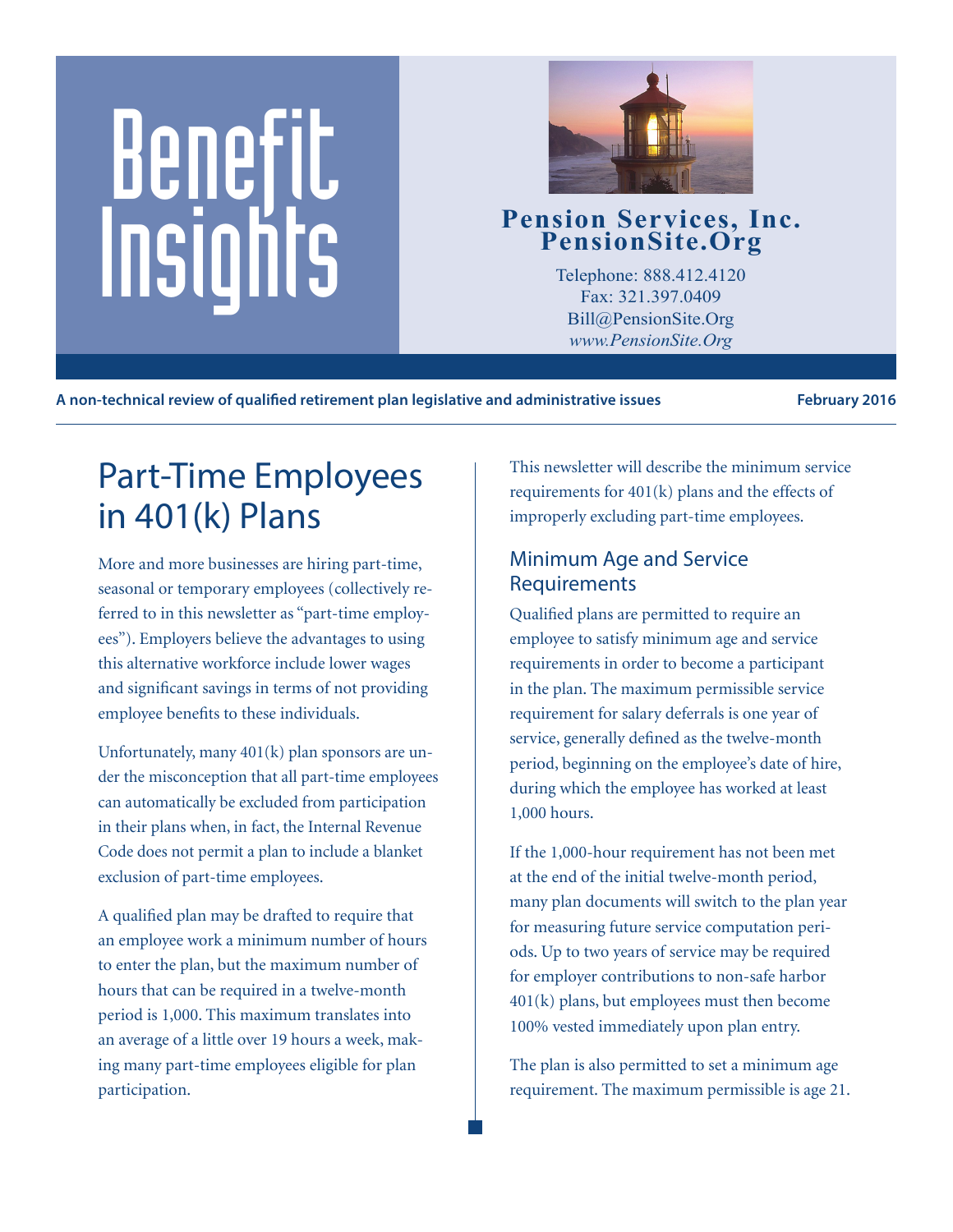# Benefit Insights

**Pension Services, Inc.**
**PensionSite.Org**

Telephone: 888.412.4120
Fax: 321.397.0409
Bill@PensionSite.Org
*www.PensionSite.Org*

**A non-technical review of qualified retirement plan legislative and administrative issues** **February 2016**

## Part-Time Employees in 401(k) Plans

More and more businesses are hiring part-time, seasonal or temporary employees (collectively referred to in this newsletter as "part-time employees"). Employers believe the advantages to using this alternative workforce include lower wages and significant savings in terms of not providing employee benefits to these individuals.

Unfortunately, many 401(k) plan sponsors are under the misconception that all part-time employees can automatically be excluded from participation in their plans when, in fact, the Internal Revenue Code does not permit a plan to include a blanket exclusion of part-time employees.

A qualified plan may be drafted to require that an employee work a minimum number of hours to enter the plan, but the maximum number of hours that can be required in a twelve-month period is 1,000. This maximum translates into an average of a little over 19 hours a week, making many part-time employees eligible for plan participation.

This newsletter will describe the minimum service requirements for 401(k) plans and the effects of improperly excluding part-time employees.

### Minimum Age and Service Requirements

Qualified plans are permitted to require an employee to satisfy minimum age and service requirements in order to become a participant in the plan. The maximum permissible service requirement for salary deferrals is one year of service, generally defined as the twelve-month period, beginning on the employee's date of hire, during which the employee has worked at least 1,000 hours.

If the 1,000-hour requirement has not been met at the end of the initial twelve-month period, many plan documents will switch to the plan year for measuring future service computation periods. Up to two years of service may be required for employer contributions to non-safe harbor 401(k) plans, but employees must then become 100% vested immediately upon plan entry.

The plan is also permitted to set a minimum age requirement. The maximum permissible is age 21.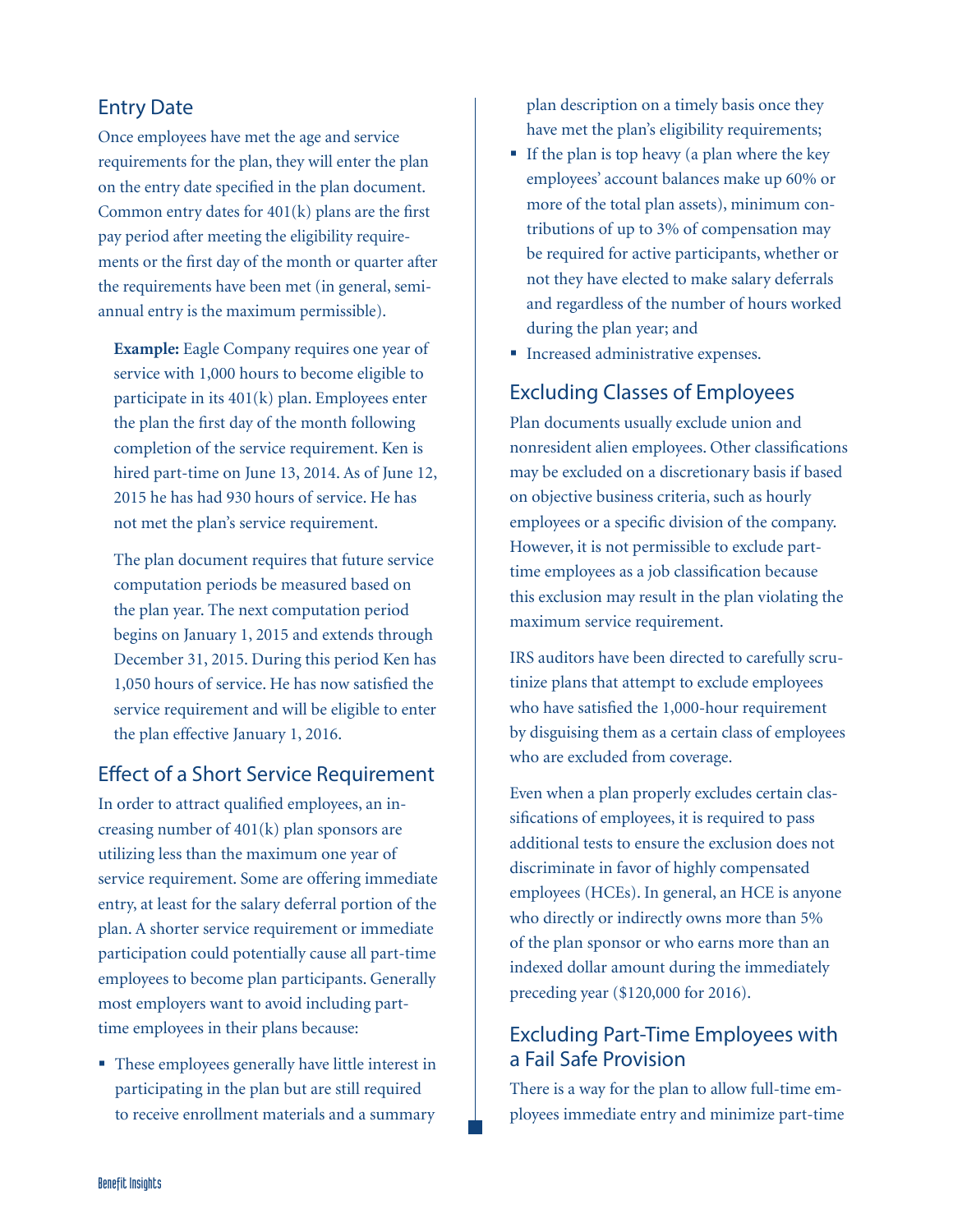## Entry Date

Once employees have met the age and service requirements for the plan, they will enter the plan on the entry date specified in the plan document. Common entry dates for 401(k) plans are the first pay period after meeting the eligibility requirements or the first day of the month or quarter after the requirements have been met (in general, semi-annual entry is the maximum permissible).

> **Example:** Eagle Company requires one year of service with 1,000 hours to become eligible to participate in its 401(k) plan. Employees enter the plan the first day of the month following completion of the service requirement. Ken is hired part-time on June 13, 2014. As of June 12, 2015 he has had 930 hours of service. He has not met the plan's service requirement.
>
> The plan document requires that future service computation periods be measured based on the plan year. The next computation period begins on January 1, 2015 and extends through December 31, 2015. During this period Ken has 1,050 hours of service. He has now satisfied the service requirement and will be eligible to enter the plan effective January 1, 2016.

## Effect of a Short Service Requirement

In order to attract qualified employees, an increasing number of 401(k) plan sponsors are utilizing less than the maximum one year of service requirement. Some are offering immediate entry, at least for the salary deferral portion of the plan. A shorter service requirement or immediate participation could potentially cause all part-time employees to become plan participants. Generally most employers want to avoid including part-time employees in their plans because:

- These employees generally have little interest in participating in the plan but are still required to receive enrollment materials and a summary plan description on a timely basis once they have met the plan's eligibility requirements;
- If the plan is top heavy (a plan where the key employees' account balances make up 60% or more of the total plan assets), minimum contributions of up to 3% of compensation may be required for active participants, whether or not they have elected to make salary deferrals and regardless of the number of hours worked during the plan year; and
- Increased administrative expenses.

## Excluding Classes of Employees

Plan documents usually exclude union and nonresident alien employees. Other classifications may be excluded on a discretionary basis if based on objective business criteria, such as hourly employees or a specific division of the company. However, it is not permissible to exclude part-time employees as a job classification because this exclusion may result in the plan violating the maximum service requirement.

IRS auditors have been directed to carefully scrutinize plans that attempt to exclude employees who have satisfied the 1,000-hour requirement by disguising them as a certain class of employees who are excluded from coverage.

Even when a plan properly excludes certain classifications of employees, it is required to pass additional tests to ensure the exclusion does not discriminate in favor of highly compensated employees (HCEs). In general, an HCE is anyone who directly or indirectly owns more than 5% of the plan sponsor or who earns more than an indexed dollar amount during the immediately preceding year ($120,000 for 2016).

## Excluding Part-Time Employees with a Fail Safe Provision

There is a way for the plan to allow full-time employees immediate entry and minimize part-time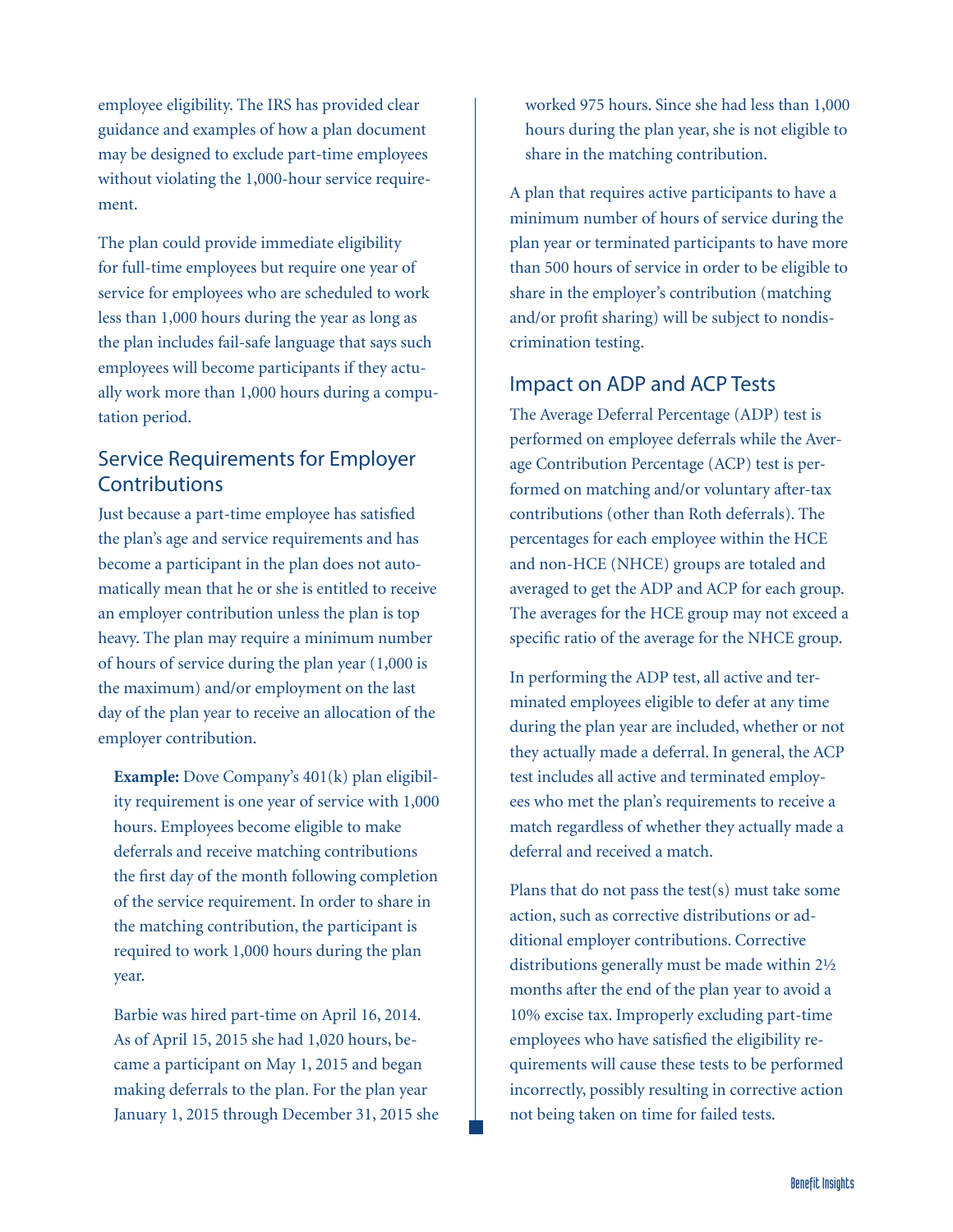employee eligibility. The IRS has provided clear guidance and examples of how a plan document may be designed to exclude part-time employees without violating the 1,000-hour service requirement.

The plan could provide immediate eligibility for full-time employees but require one year of service for employees who are scheduled to work less than 1,000 hours during the year as long as the plan includes fail-safe language that says such employees will become participants if they actually work more than 1,000 hours during a computation period.

## Service Requirements for Employer Contributions

Just because a part-time employee has satisfied the plan's age and service requirements and has become a participant in the plan does not automatically mean that he or she is entitled to receive an employer contribution unless the plan is top heavy. The plan may require a minimum number of hours of service during the plan year (1,000 is the maximum) and/or employment on the last day of the plan year to receive an allocation of the employer contribution.

> **Example:** Dove Company's 401(k) plan eligibility requirement is one year of service with 1,000 hours. Employees become eligible to make deferrals and receive matching contributions the first day of the month following completion of the service requirement. In order to share in the matching contribution, the participant is required to work 1,000 hours during the plan year.
>
> Barbie was hired part-time on April 16, 2014. As of April 15, 2015 she had 1,020 hours, became a participant on May 1, 2015 and began making deferrals to the plan. For the plan year January 1, 2015 through December 31, 2015 she worked 975 hours. Since she had less than 1,000 hours during the plan year, she is not eligible to share in the matching contribution.

A plan that requires active participants to have a minimum number of hours of service during the plan year or terminated participants to have more than 500 hours of service in order to be eligible to share in the employer's contribution (matching and/or profit sharing) will be subject to nondiscrimination testing.

## Impact on ADP and ACP Tests

The Average Deferral Percentage (ADP) test is performed on employee deferrals while the Average Contribution Percentage (ACP) test is performed on matching and/or voluntary after-tax contributions (other than Roth deferrals). The percentages for each employee within the HCE and non-HCE (NHCE) groups are totaled and averaged to get the ADP and ACP for each group. The averages for the HCE group may not exceed a specific ratio of the average for the NHCE group.

In performing the ADP test, all active and terminated employees eligible to defer at any time during the plan year are included, whether or not they actually made a deferral. In general, the ACP test includes all active and terminated employees who met the plan's requirements to receive a match regardless of whether they actually made a deferral and received a match.

Plans that do not pass the test(s) must take some action, such as corrective distributions or additional employer contributions. Corrective distributions generally must be made within 2½ months after the end of the plan year to avoid a 10% excise tax. Improperly excluding part-time employees who have satisfied the eligibility requirements will cause these tests to be performed incorrectly, possibly resulting in corrective action not being taken on time for failed tests.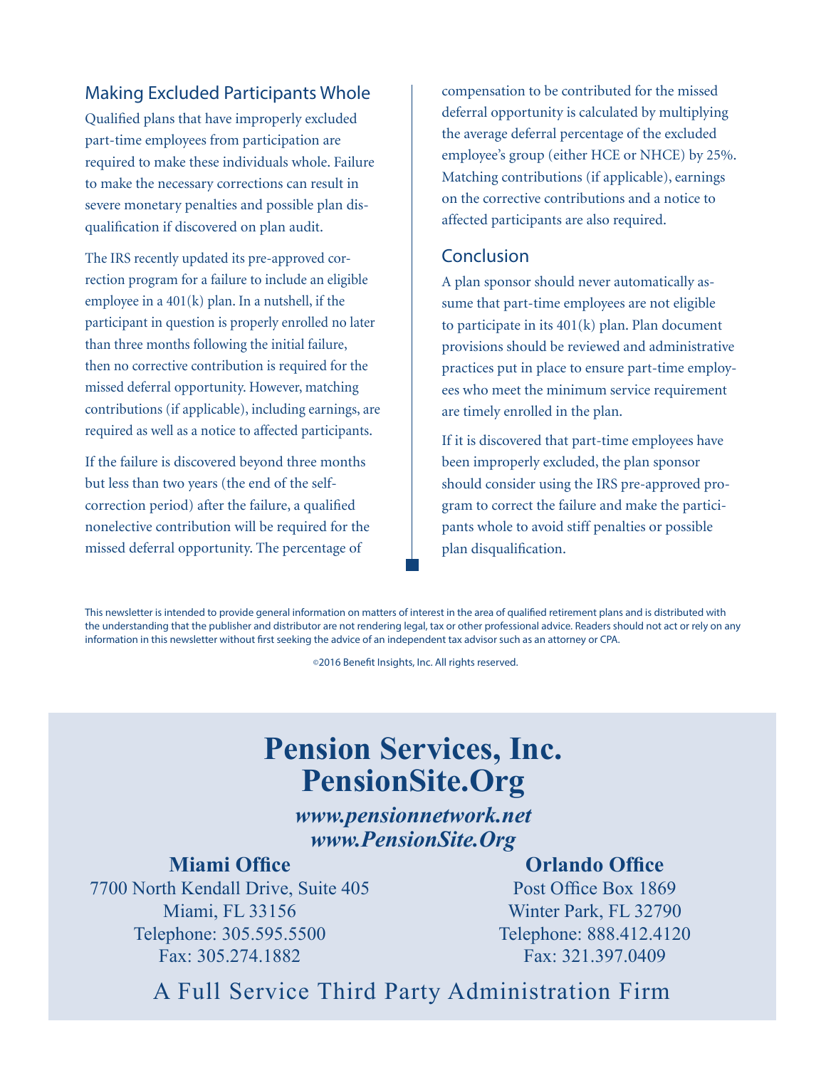## Making Excluded Participants Whole

Qualified plans that have improperly excluded part-time employees from participation are required to make these individuals whole. Failure to make the necessary corrections can result in severe monetary penalties and possible plan disqualification if discovered on plan audit.

The IRS recently updated its pre-approved correction program for a failure to include an eligible employee in a 401(k) plan. In a nutshell, if the participant in question is properly enrolled no later than three months following the initial failure, then no corrective contribution is required for the missed deferral opportunity. However, matching contributions (if applicable), including earnings, are required as well as a notice to affected participants.

If the failure is discovered beyond three months but less than two years (the end of the self-correction period) after the failure, a qualified nonelective contribution will be required for the missed deferral opportunity. The percentage of compensation to be contributed for the missed deferral opportunity is calculated by multiplying the average deferral percentage of the excluded employee's group (either HCE or NHCE) by 25%. Matching contributions (if applicable), earnings on the corrective contributions and a notice to affected participants are also required.

## Conclusion

A plan sponsor should never automatically assume that part-time employees are not eligible to participate in its 401(k) plan. Plan document provisions should be reviewed and administrative practices put in place to ensure part-time employees who meet the minimum service requirement are timely enrolled in the plan.

If it is discovered that part-time employees have been improperly excluded, the plan sponsor should consider using the IRS pre-approved program to correct the failure and make the participants whole to avoid stiff penalties or possible plan disqualification.

This newsletter is intended to provide general information on matters of interest in the area of qualified retirement plans and is distributed with the understanding that the publisher and distributor are not rendering legal, tax or other professional advice. Readers should not act or rely on any information in this newsletter without first seeking the advice of an independent tax advisor such as an attorney or CPA.

©2016 Benefit Insights, Inc. All rights reserved.

# Pension Services, Inc.
# PensionSite.Org

***www.pensionnetwork.net***
***www.PensionSite.Org***

**Miami Office**
7700 North Kendall Drive, Suite 405
Miami, FL 33156
Telephone: 305.595.5500
Fax: 305.274.1882

**Orlando Office**
Post Office Box 1869
Winter Park, FL 32790
Telephone: 888.412.4120
Fax: 321.397.0409

A Full Service Third Party Administration Firm